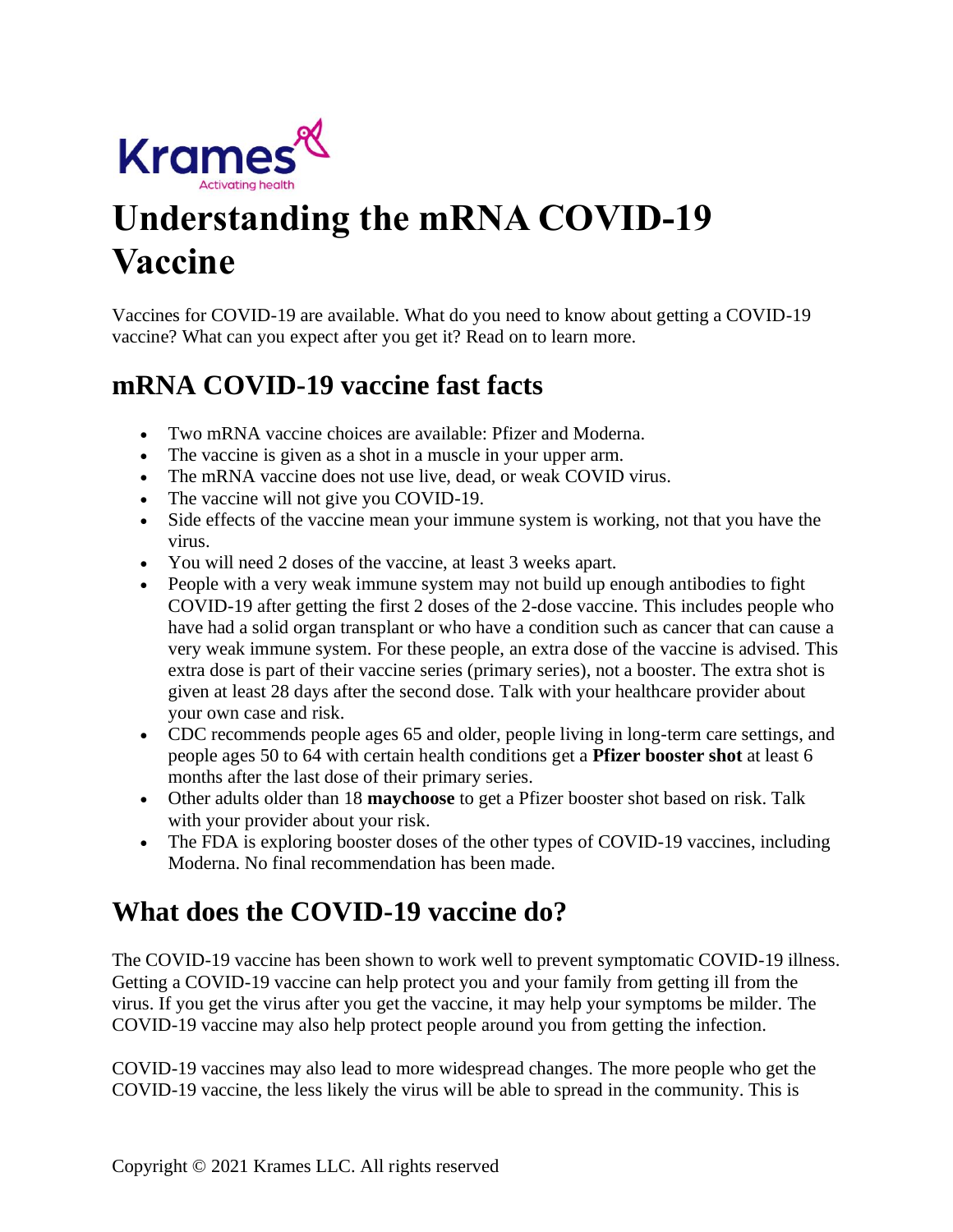Krames
Activating health

# Understanding the mRNA COVID-19 Vaccine

Vaccines for COVID-19 are available. What do you need to know about getting a COVID-19 vaccine? What can you expect after you get it? Read on to learn more.

## mRNA COVID-19 vaccine fast facts

- Two mRNA vaccine choices are available: Pfizer and Moderna.
- The vaccine is given as a shot in a muscle in your upper arm.
- The mRNA vaccine does not use live, dead, or weak COVID virus.
- The vaccine will not give you COVID-19.
- Side effects of the vaccine mean your immune system is working, not that you have the virus.
- You will need 2 doses of the vaccine, at least 3 weeks apart.
- People with a very weak immune system may not build up enough antibodies to fight COVID-19 after getting the first 2 doses of the 2-dose vaccine. This includes people who have had a solid organ transplant or who have a condition such as cancer that can cause a very weak immune system. For these people, an extra dose of the vaccine is advised. This extra dose is part of their vaccine series (primary series), not a booster. The extra shot is given at least 28 days after the second dose. Talk with your healthcare provider about your own case and risk.
- CDC recommends people ages 65 and older, people living in long-term care settings, and people ages 50 to 64 with certain health conditions get a **Pfizer booster shot** at least 6 months after the last dose of their primary series.
- Other adults older than 18 **maychoose** to get a Pfizer booster shot based on risk. Talk with your provider about your risk.
- The FDA is exploring booster doses of the other types of COVID-19 vaccines, including Moderna. No final recommendation has been made.

## What does the COVID-19 vaccine do?

The COVID-19 vaccine has been shown to work well to prevent symptomatic COVID-19 illness. Getting a COVID-19 vaccine can help protect you and your family from getting ill from the virus. If you get the virus after you get the vaccine, it may help your symptoms be milder. The COVID-19 vaccine may also help protect people around you from getting the infection.

COVID-19 vaccines may also lead to more widespread changes. The more people who get the COVID-19 vaccine, the less likely the virus will be able to spread in the community. This is

Copyright © 2021 Krames LLC. All rights reserved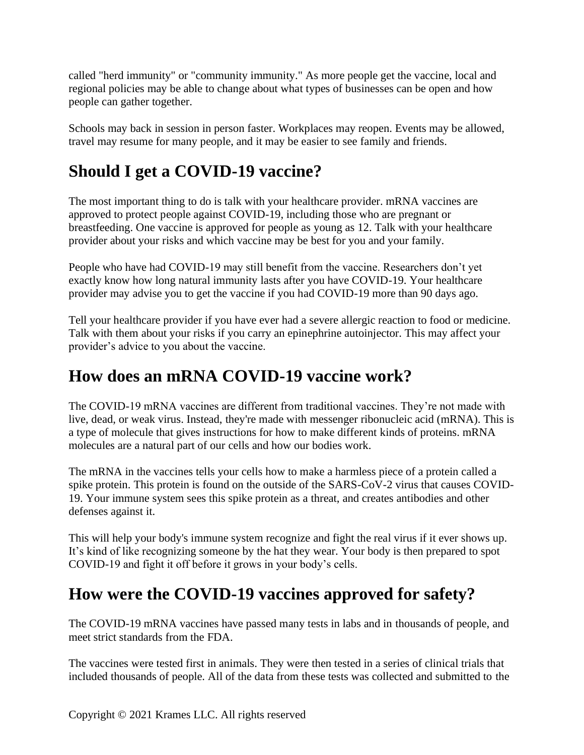called "herd immunity" or "community immunity." As more people get the vaccine, local and regional policies may be able to change about what types of businesses can be open and how people can gather together.

Schools may back in session in person faster. Workplaces may reopen. Events may be allowed, travel may resume for many people, and it may be easier to see family and friends.

## Should I get a COVID-19 vaccine?

The most important thing to do is talk with your healthcare provider. mRNA vaccines are approved to protect people against COVID-19, including those who are pregnant or breastfeeding. One vaccine is approved for people as young as 12. Talk with your healthcare provider about your risks and which vaccine may be best for you and your family.

People who have had COVID-19 may still benefit from the vaccine. Researchers don't yet exactly know how long natural immunity lasts after you have COVID-19. Your healthcare provider may advise you to get the vaccine if you had COVID-19 more than 90 days ago.

Tell your healthcare provider if you have ever had a severe allergic reaction to food or medicine. Talk with them about your risks if you carry an epinephrine autoinjector. This may affect your provider's advice to you about the vaccine.

## How does an mRNA COVID-19 vaccine work?

The COVID-19 mRNA vaccines are different from traditional vaccines. They're not made with live, dead, or weak virus. Instead, they're made with messenger ribonucleic acid (mRNA). This is a type of molecule that gives instructions for how to make different kinds of proteins. mRNA molecules are a natural part of our cells and how our bodies work.

The mRNA in the vaccines tells your cells how to make a harmless piece of a protein called a spike protein. This protein is found on the outside of the SARS-CoV-2 virus that causes COVID-19. Your immune system sees this spike protein as a threat, and creates antibodies and other defenses against it.

This will help your body's immune system recognize and fight the real virus if it ever shows up. It's kind of like recognizing someone by the hat they wear. Your body is then prepared to spot COVID-19 and fight it off before it grows in your body's cells.

## How were the COVID-19 vaccines approved for safety?

The COVID-19 mRNA vaccines have passed many tests in labs and in thousands of people, and meet strict standards from the FDA.

The vaccines were tested first in animals. They were then tested in a series of clinical trials that included thousands of people. All of the data from these tests was collected and submitted to the

Copyright © 2021 Krames LLC. All rights reserved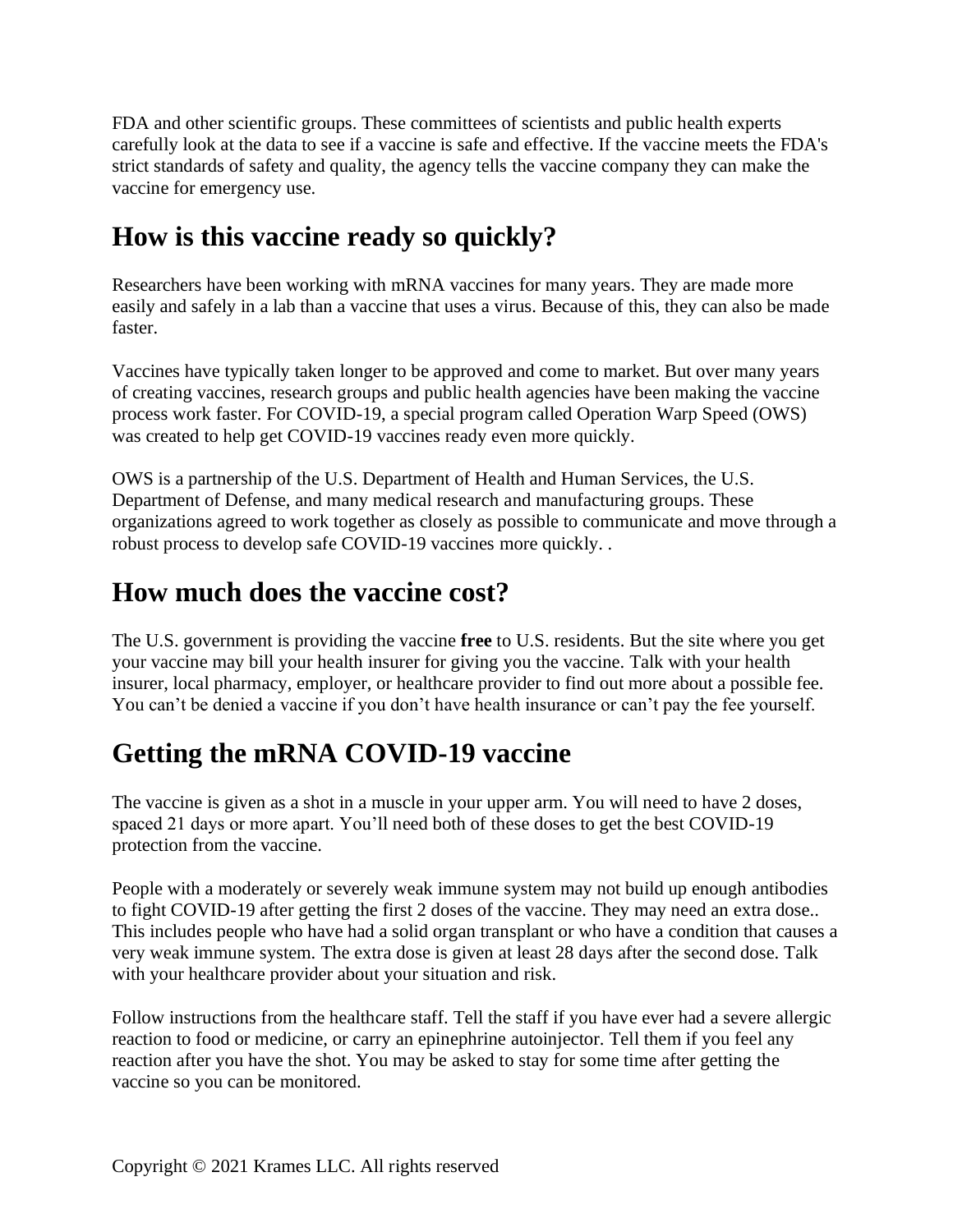FDA and other scientific groups. These committees of scientists and public health experts carefully look at the data to see if a vaccine is safe and effective. If the vaccine meets the FDA's strict standards of safety and quality, the agency tells the vaccine company they can make the vaccine for emergency use.

## How is this vaccine ready so quickly?

Researchers have been working with mRNA vaccines for many years. They are made more easily and safely in a lab than a vaccine that uses a virus. Because of this, they can also be made faster.

Vaccines have typically taken longer to be approved and come to market. But over many years of creating vaccines, research groups and public health agencies have been making the vaccine process work faster. For COVID-19, a special program called Operation Warp Speed (OWS) was created to help get COVID-19 vaccines ready even more quickly.

OWS is a partnership of the U.S. Department of Health and Human Services, the U.S. Department of Defense, and many medical research and manufacturing groups. These organizations agreed to work together as closely as possible to communicate and move through a robust process to develop safe COVID-19 vaccines more quickly. .

## How much does the vaccine cost?

The U.S. government is providing the vaccine **free** to U.S. residents. But the site where you get your vaccine may bill your health insurer for giving you the vaccine. Talk with your health insurer, local pharmacy, employer, or healthcare provider to find out more about a possible fee. You can't be denied a vaccine if you don't have health insurance or can't pay the fee yourself.

## Getting the mRNA COVID-19 vaccine

The vaccine is given as a shot in a muscle in your upper arm. You will need to have 2 doses, spaced 21 days or more apart. You'll need both of these doses to get the best COVID-19 protection from the vaccine.

People with a moderately or severely weak immune system may not build up enough antibodies to fight COVID-19 after getting the first 2 doses of the vaccine. They may need an extra dose.. This includes people who have had a solid organ transplant or who have a condition that causes a very weak immune system. The extra dose is given at least 28 days after the second dose. Talk with your healthcare provider about your situation and risk.

Follow instructions from the healthcare staff. Tell the staff if you have ever had a severe allergic reaction to food or medicine, or carry an epinephrine autoinjector. Tell them if you feel any reaction after you have the shot. You may be asked to stay for some time after getting the vaccine so you can be monitored.

Copyright © 2021 Krames LLC. All rights reserved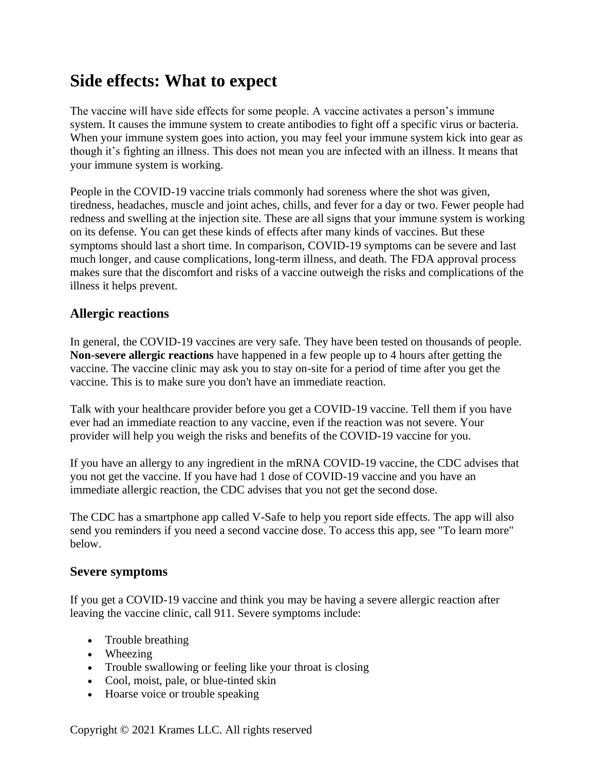## Side effects: What to expect

The vaccine will have side effects for some people. A vaccine activates a person's immune system. It causes the immune system to create antibodies to fight off a specific virus or bacteria. When your immune system goes into action, you may feel your immune system kick into gear as though it's fighting an illness. This does not mean you are infected with an illness. It means that your immune system is working.

People in the COVID-19 vaccine trials commonly had soreness where the shot was given, tiredness, headaches, muscle and joint aches, chills, and fever for a day or two. Fewer people had redness and swelling at the injection site. These are all signs that your immune system is working on its defense. You can get these kinds of effects after many kinds of vaccines. But these symptoms should last a short time. In comparison, COVID-19 symptoms can be severe and last much longer, and cause complications, long-term illness, and death. The FDA approval process makes sure that the discomfort and risks of a vaccine outweigh the risks and complications of the illness it helps prevent.

### Allergic reactions

In general, the COVID-19 vaccines are very safe. They have been tested on thousands of people. **Non-severe allergic reactions** have happened in a few people up to 4 hours after getting the vaccine. The vaccine clinic may ask you to stay on-site for a period of time after you get the vaccine. This is to make sure you don't have an immediate reaction.

Talk with your healthcare provider before you get a COVID-19 vaccine. Tell them if you have ever had an immediate reaction to any vaccine, even if the reaction was not severe. Your provider will help you weigh the risks and benefits of the COVID-19 vaccine for you.

If you have an allergy to any ingredient in the mRNA COVID-19 vaccine, the CDC advises that you not get the vaccine. If you have had 1 dose of COVID-19 vaccine and you have an immediate allergic reaction, the CDC advises that you not get the second dose.

The CDC has a smartphone app called V-Safe to help you report side effects. The app will also send you reminders if you need a second vaccine dose. To access this app, see "To learn more" below.

### Severe symptoms

If you get a COVID-19 vaccine and think you may be having a severe allergic reaction after leaving the vaccine clinic, call 911. Severe symptoms include:

- Trouble breathing
- Wheezing
- Trouble swallowing or feeling like your throat is closing
- Cool, moist, pale, or blue-tinted skin
- Hoarse voice or trouble speaking

Copyright © 2021 Krames LLC. All rights reserved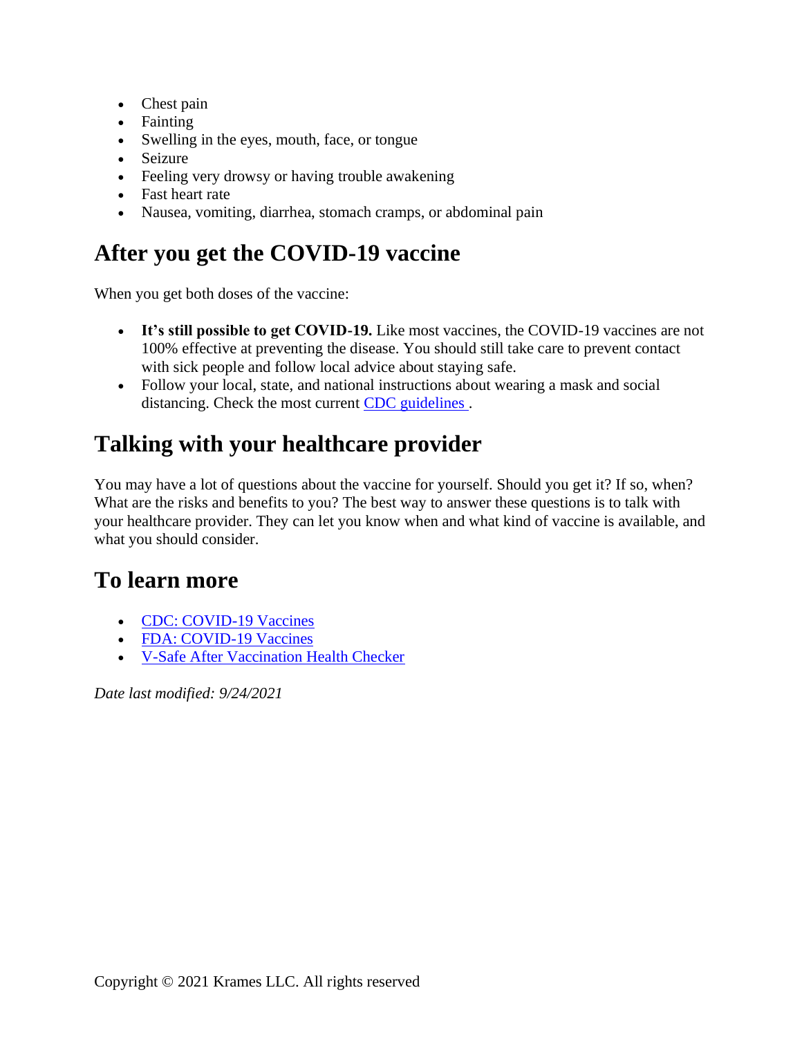- Chest pain
- Fainting
- Swelling in the eyes, mouth, face, or tongue
- Seizure
- Feeling very drowsy or having trouble awakening
- Fast heart rate
- Nausea, vomiting, diarrhea, stomach cramps, or abdominal pain

## After you get the COVID-19 vaccine

When you get both doses of the vaccine:

- **It's still possible to get COVID-19.** Like most vaccines, the COVID-19 vaccines are not 100% effective at preventing the disease. You should still take care to prevent contact with sick people and follow local advice about staying safe.
- Follow your local, state, and national instructions about wearing a mask and social distancing. Check the most current CDC guidelines .

## Talking with your healthcare provider

You may have a lot of questions about the vaccine for yourself. Should you get it? If so, when? What are the risks and benefits to you? The best way to answer these questions is to talk with your healthcare provider. They can let you know when and what kind of vaccine is available, and what you should consider.

## To learn more

- CDC: COVID-19 Vaccines
- FDA: COVID-19 Vaccines
- V-Safe After Vaccination Health Checker

*Date last modified: 9/24/2021*

Copyright © 2021 Krames LLC. All rights reserved